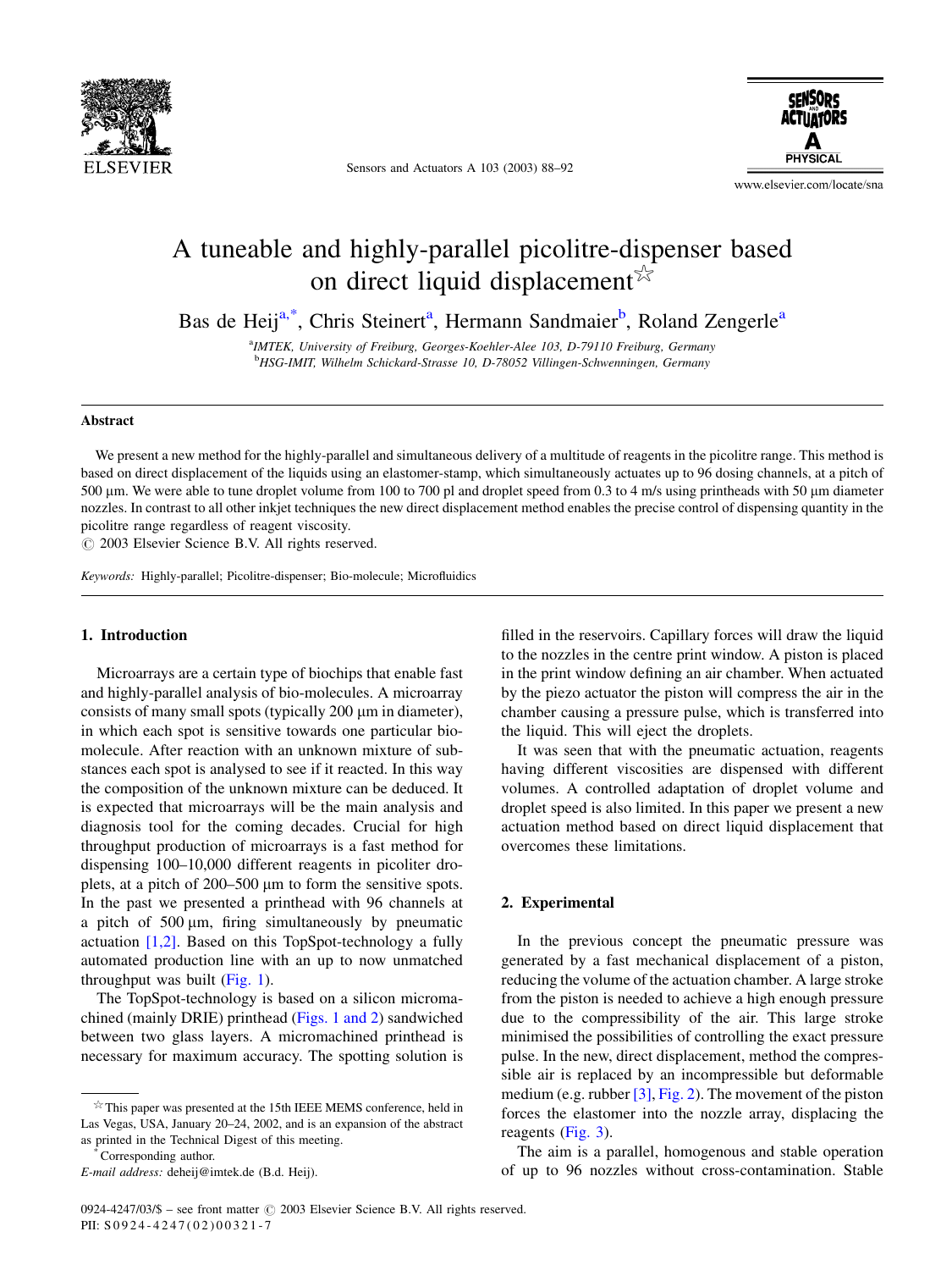# A tuneable and highly-parallel picolitre-dispenser based on direct liquid displacement☆

Bas de Heij[a,*], Chris Steinert[a], Hermann Sandmaier[b], Roland Zengerle[a]

[a]*IMTEK, University of Freiburg, Georges-Koehler-Alee 103, D-79110 Freiburg, Germany*
[b]*HSG-IMIT, Wilhelm Schickard-Strasse 10, D-78052 Villingen-Schwenningen, Germany*

## Abstract

We present a new method for the highly-parallel and simultaneous delivery of a multitude of reagents in the picolitre range. This method is based on direct displacement of the liquids using an elastomer-stamp, which simultaneously actuates up to 96 dosing channels, at a pitch of 500 μm. We were able to tune droplet volume from 100 to 700 pl and droplet speed from 0.3 to 4 m/s using printheads with 50 μm diameter nozzles. In contrast to all other inkjet techniques the new direct displacement method enables the precise control of dispensing quantity in the picolitre range regardless of reagent viscosity.

© 2003 Elsevier Science B.V. All rights reserved.

*Keywords:* Highly-parallel; Picolitre-dispenser; Bio-molecule; Microfluidics

## 1. Introduction

Microarrays are a certain type of biochips that enable fast and highly-parallel analysis of bio-molecules. A microarray consists of many small spots (typically 200 μm in diameter), in which each spot is sensitive towards one particular bio-molecule. After reaction with an unknown mixture of substances each spot is analysed to see if it reacted. In this way the composition of the unknown mixture can be deduced. It is expected that microarrays will be the main analysis and diagnosis tool for the coming decades. Crucial for high throughput production of microarrays is a fast method for dispensing 100–10,000 different reagents in picoliter droplets, at a pitch of 200–500 μm to form the sensitive spots. In the past we presented a printhead with 96 channels at a pitch of 500 μm, firing simultaneously by pneumatic actuation [1,2]. Based on this TopSpot-technology a fully automated production line with an up to now unmatched throughput was built (Fig. 1).

The TopSpot-technology is based on a silicon micromachined (mainly DRIE) printhead (Figs. 1 and 2) sandwiched between two glass layers. A micromachined printhead is necessary for maximum accuracy. The spotting solution is filled in the reservoirs. Capillary forces will draw the liquid to the nozzles in the centre print window. A piston is placed in the print window defining an air chamber. When actuated by the piezo actuator the piston will compress the air in the chamber causing a pressure pulse, which is transferred into the liquid. This will eject the droplets.

It was seen that with the pneumatic actuation, reagents having different viscosities are dispensed with different volumes. A controlled adaptation of droplet volume and droplet speed is also limited. In this paper we present a new actuation method based on direct liquid displacement that overcomes these limitations.

## 2. Experimental

In the previous concept the pneumatic pressure was generated by a fast mechanical displacement of a piston, reducing the volume of the actuation chamber. A large stroke from the piston is needed to achieve a high enough pressure due to the compressibility of the air. This large stroke minimised the possibilities of controlling the exact pressure pulse. In the new, direct displacement, method the compressible air is replaced by an incompressible but deformable medium (e.g. rubber [3], Fig. 2). The movement of the piston forces the elastomer into the nozzle array, displacing the reagents (Fig. 3).

The aim is a parallel, homogenous and stable operation of up to 96 nozzles without cross-contamination. Stable

---

☆This paper was presented at the 15th IEEE MEMS conference, held in Las Vegas, USA, January 20–24, 2002, and is an expansion of the abstract as printed in the Technical Digest of this meeting.

*Corresponding author.

*E-mail address:* deheij@imtek.de (B.d. Heij).

0924-4247/03/$ – see front matter © 2003 Elsevier Science B.V. All rights reserved.
PII: S0924-4247(02)00321-7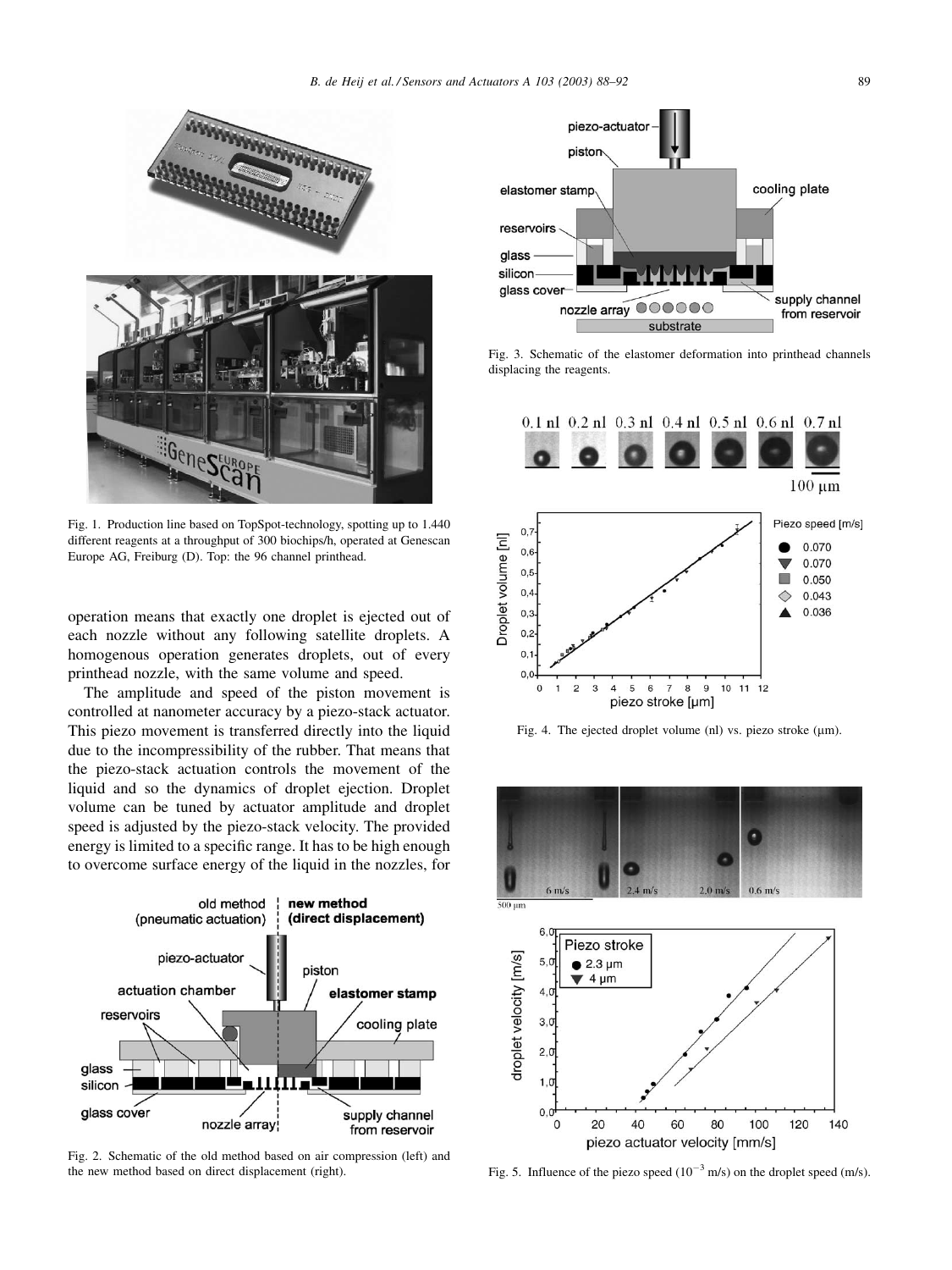Fig. 1. Production line based on TopSpot-technology, spotting up to 1.440 different reagents at a throughput of 300 biochips/h, operated at Genescan Europe AG, Freiburg (D). Top: the 96 channel printhead.

operation means that exactly one droplet is ejected out of each nozzle without any following satellite droplets. A homogenous operation generates droplets, out of every printhead nozzle, with the same volume and speed.

The amplitude and speed of the piston movement is controlled at nanometer accuracy by a piezo-stack actuator. This piezo movement is transferred directly into the liquid due to the incompressibility of the rubber. That means that the piezo-stack actuation controls the movement of the liquid and so the dynamics of droplet ejection. Droplet volume can be tuned by actuator amplitude and droplet speed is adjusted by the piezo-stack velocity. The provided energy is limited to a specific range. It has to be high enough to overcome surface energy of the liquid in the nozzles, for

Fig. 2. Schematic of the old method based on air compression (left) and the new method based on direct displacement (right).

Fig. 3. Schematic of the elastomer deformation into printhead channels displacing the reagents.

Fig. 4. The ejected droplet volume (nl) vs. piezo stroke (μm).

Fig. 5. Influence of the piezo speed ($10^{-3}$ m/s) on the droplet speed (m/s).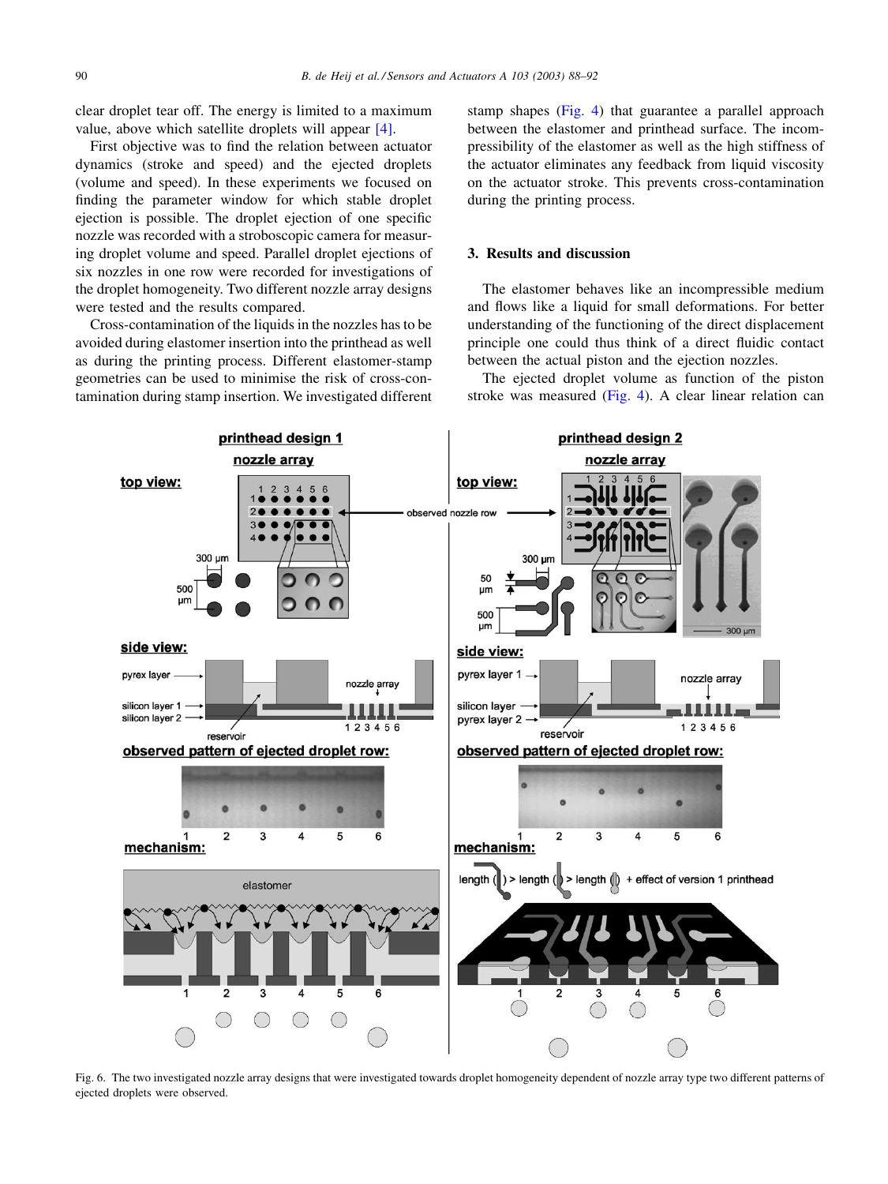clear droplet tear off. The energy is limited to a maximum value, above which satellite droplets will appear [4].

First objective was to find the relation between actuator dynamics (stroke and speed) and the ejected droplets (volume and speed). In these experiments we focused on finding the parameter window for which stable droplet ejection is possible. The droplet ejection of one specific nozzle was recorded with a stroboscopic camera for measuring droplet volume and speed. Parallel droplet ejections of six nozzles in one row were recorded for investigations of the droplet homogeneity. Two different nozzle array designs were tested and the results compared.

Cross-contamination of the liquids in the nozzles has to be avoided during elastomer insertion into the printhead as well as during the printing process. Different elastomer-stamp geometries can be used to minimise the risk of cross-contamination during stamp insertion. We investigated different stamp shapes (Fig. 4) that guarantee a parallel approach between the elastomer and printhead surface. The incompressibility of the elastomer as well as the high stiffness of the actuator eliminates any feedback from liquid viscosity on the actuator stroke. This prevents cross-contamination during the printing process.

## 3. Results and discussion

The elastomer behaves like an incompressible medium and flows like a liquid for small deformations. For better understanding of the functioning of the direct displacement principle one could thus think of a direct fluidic contact between the actual piston and the ejection nozzles.

The ejected droplet volume as function of the piston stroke was measured (Fig. 4). A clear linear relation can

Fig. 6. The two investigated nozzle array designs that were investigated towards droplet homogeneity dependent of nozzle array type two different patterns of ejected droplets were observed.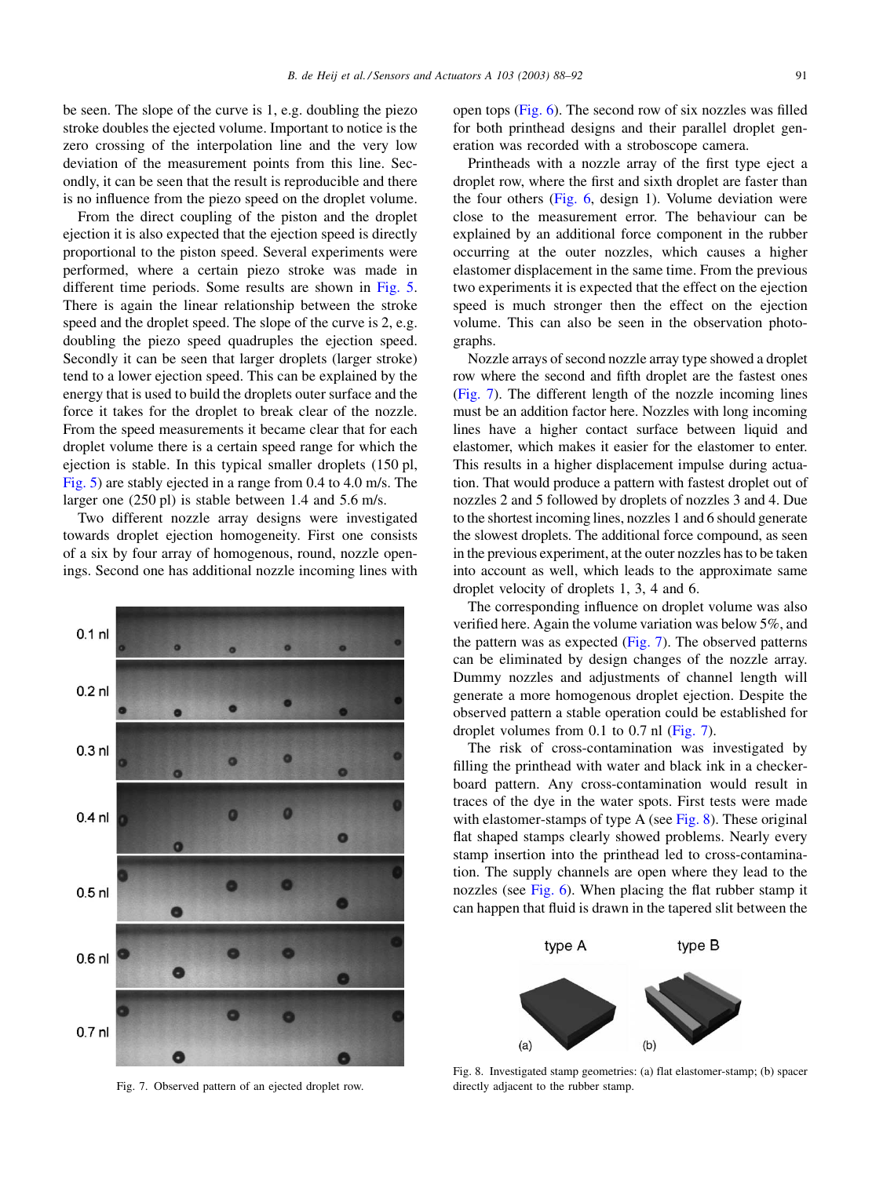be seen. The slope of the curve is 1, e.g. doubling the piezo stroke doubles the ejected volume. Important to notice is the zero crossing of the interpolation line and the very low deviation of the measurement points from this line. Secondly, it can be seen that the result is reproducible and there is no influence from the piezo speed on the droplet volume.

From the direct coupling of the piston and the droplet ejection it is also expected that the ejection speed is directly proportional to the piston speed. Several experiments were performed, where a certain piezo stroke was made in different time periods. Some results are shown in Fig. 5. There is again the linear relationship between the stroke speed and the droplet speed. The slope of the curve is 2, e.g. doubling the piezo speed quadruples the ejection speed. Secondly it can be seen that larger droplets (larger stroke) tend to a lower ejection speed. This can be explained by the energy that is used to build the droplets outer surface and the force it takes for the droplet to break clear of the nozzle. From the speed measurements it became clear that for each droplet volume there is a certain speed range for which the ejection is stable. In this typical smaller droplets (150 pl, Fig. 5) are stably ejected in a range from 0.4 to 4.0 m/s. The larger one (250 pl) is stable between 1.4 and 5.6 m/s.

Two different nozzle array designs were investigated towards droplet ejection homogeneity. First one consists of a six by four array of homogenous, round, nozzle openings. Second one has additional nozzle incoming lines with open tops (Fig. 6). The second row of six nozzles was filled for both printhead designs and their parallel droplet generation was recorded with a stroboscope camera.

Printheads with a nozzle array of the first type eject a droplet row, where the first and sixth droplet are faster than the four others (Fig. 6, design 1). Volume deviation were close to the measurement error. The behaviour can be explained by an additional force component in the rubber occurring at the outer nozzles, which causes a higher elastomer displacement in the same time. From the previous two experiments it is expected that the effect on the ejection speed is much stronger then the effect on the ejection volume. This can also be seen in the observation photographs.

Nozzle arrays of second nozzle array type showed a droplet row where the second and fifth droplet are the fastest ones (Fig. 7). The different length of the nozzle incoming lines must be an addition factor here. Nozzles with long incoming lines have a higher contact surface between liquid and elastomer, which makes it easier for the elastomer to enter. This results in a higher displacement impulse during actuation. That would produce a pattern with fastest droplet out of nozzles 2 and 5 followed by droplets of nozzles 3 and 4. Due to the shortest incoming lines, nozzles 1 and 6 should generate the slowest droplets. The additional force compound, as seen in the previous experiment, at the outer nozzles has to be taken into account as well, which leads to the approximate same droplet velocity of droplets 1, 3, 4 and 6.

The corresponding influence on droplet volume was also verified here. Again the volume variation was below 5%, and the pattern was as expected (Fig. 7). The observed patterns can be eliminated by design changes of the nozzle array. Dummy nozzles and adjustments of channel length will generate a more homogenous droplet ejection. Despite the observed pattern a stable operation could be established for droplet volumes from 0.1 to 0.7 nl (Fig. 7).

Fig. 7. Observed pattern of an ejected droplet row.

The risk of cross-contamination was investigated by filling the printhead with water and black ink in a checkerboard pattern. Any cross-contamination would result in traces of the dye in the water spots. First tests were made with elastomer-stamps of type A (see Fig. 8). These original flat shaped stamps clearly showed problems. Nearly every stamp insertion into the printhead led to cross-contamination. The supply channels are open where they lead to the nozzles (see Fig. 6). When placing the flat rubber stamp it can happen that fluid is drawn in the tapered slit between the

Fig. 8. Investigated stamp geometries: (a) flat elastomer-stamp; (b) spacer directly adjacent to the rubber stamp.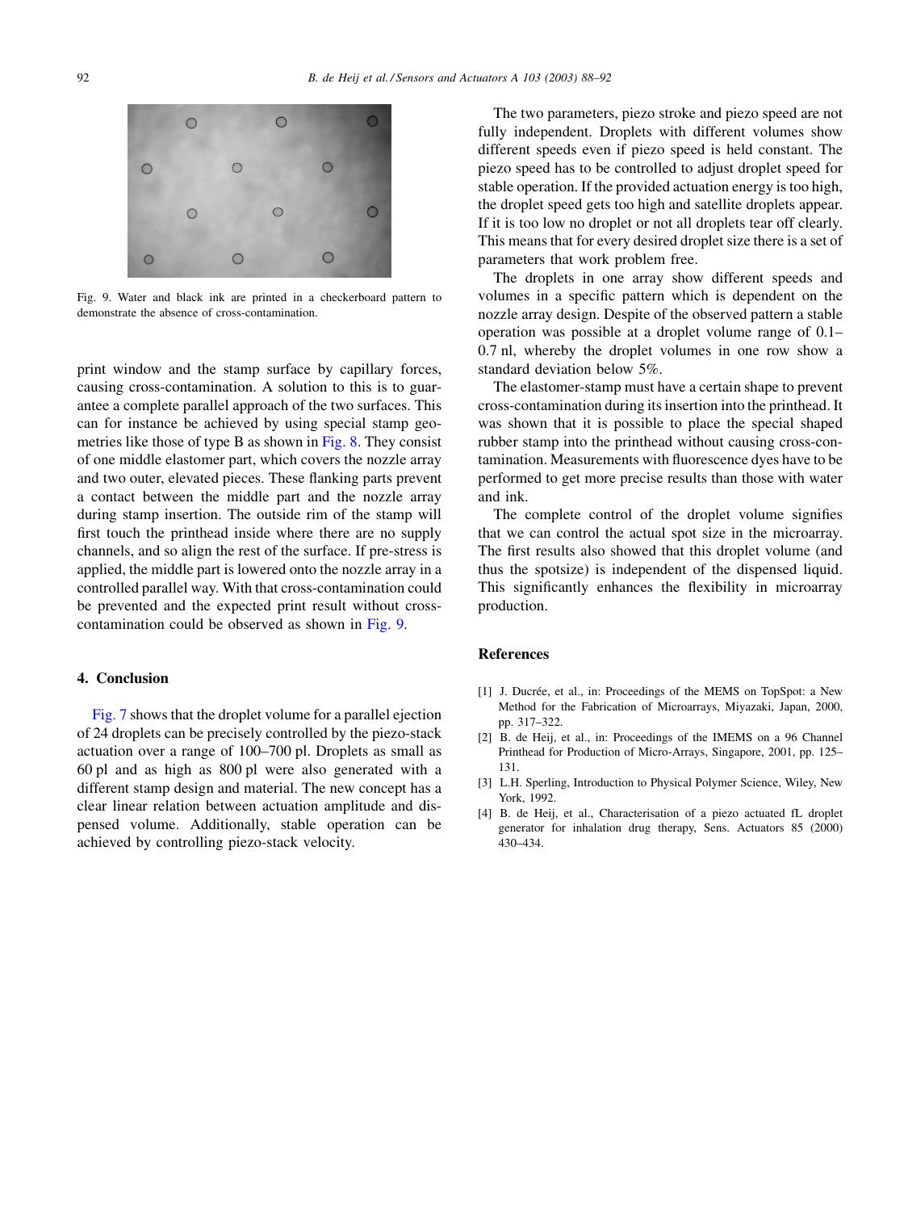Fig. 9. Water and black ink are printed in a checkerboard pattern to demonstrate the absence of cross-contamination.

print window and the stamp surface by capillary forces, causing cross-contamination. A solution to this is to guarantee a complete parallel approach of the two surfaces. This can for instance be achieved by using special stamp geometries like those of type B as shown in Fig. 8. They consist of one middle elastomer part, which covers the nozzle array and two outer, elevated pieces. These flanking parts prevent a contact between the middle part and the nozzle array during stamp insertion. The outside rim of the stamp will first touch the printhead inside where there are no supply channels, and so align the rest of the surface. If pre-stress is applied, the middle part is lowered onto the nozzle array in a controlled parallel way. With that cross-contamination could be prevented and the expected print result without cross-contamination could be observed as shown in Fig. 9.

## 4. Conclusion

Fig. 7 shows that the droplet volume for a parallel ejection of 24 droplets can be precisely controlled by the piezo-stack actuation over a range of 100–700 pl. Droplets as small as 60 pl and as high as 800 pl were also generated with a different stamp design and material. The new concept has a clear linear relation between actuation amplitude and dispensed volume. Additionally, stable operation can be achieved by controlling piezo-stack velocity.

The two parameters, piezo stroke and piezo speed are not fully independent. Droplets with different volumes show different speeds even if piezo speed is held constant. The piezo speed has to be controlled to adjust droplet speed for stable operation. If the provided actuation energy is too high, the droplet speed gets too high and satellite droplets appear. If it is too low no droplet or not all droplets tear off clearly. This means that for every desired droplet size there is a set of parameters that work problem free.

The droplets in one array show different speeds and volumes in a specific pattern which is dependent on the nozzle array design. Despite of the observed pattern a stable operation was possible at a droplet volume range of 0.1–0.7 nl, whereby the droplet volumes in one row show a standard deviation below 5%.

The elastomer-stamp must have a certain shape to prevent cross-contamination during its insertion into the printhead. It was shown that it is possible to place the special shaped rubber stamp into the printhead without causing cross-contamination. Measurements with fluorescence dyes have to be performed to get more precise results than those with water and ink.

The complete control of the droplet volume signifies that we can control the actual spot size in the microarray. The first results also showed that this droplet volume (and thus the spotsize) is independent of the dispensed liquid. This significantly enhances the flexibility in microarray production.

## References

[1] J. Ducrée, et al., in: Proceedings of the MEMS on TopSpot: a New Method for the Fabrication of Microarrays, Miyazaki, Japan, 2000, pp. 317–322.

[2] B. de Heij, et al., in: Proceedings of the IMEMS on a 96 Channel Printhead for Production of Micro-Arrays, Singapore, 2001, pp. 125–131.

[3] L.H. Sperling, Introduction to Physical Polymer Science, Wiley, New York, 1992.

[4] B. de Heij, et al., Characterisation of a piezo actuated fL droplet generator for inhalation drug therapy, Sens. Actuators 85 (2000) 430–434.